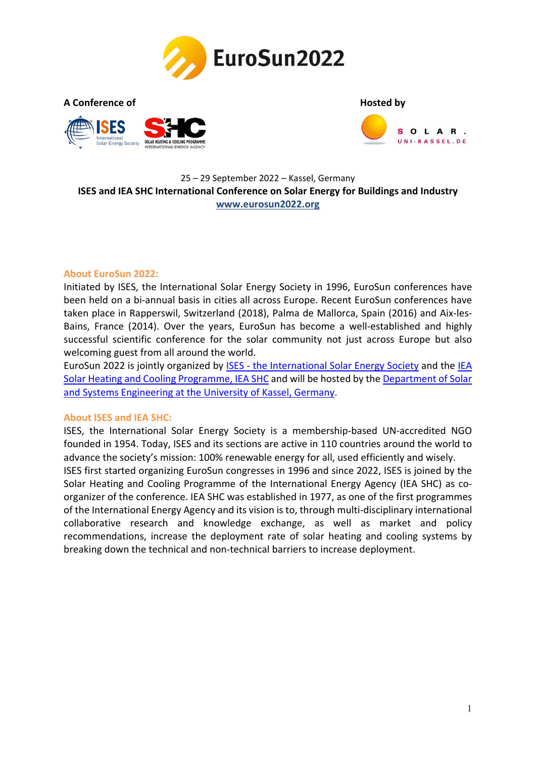# EuroSun2022

**A Conference of** ISES International Solar Energy Society, SHC Solar Heating & Cooling Programme International Energy Agency

**Hosted by** SOLAR. UNI-KASSEL.DE

25 – 29 September 2022 – Kassel, Germany

**ISES and IEA SHC International Conference on Solar Energy for Buildings and Industry**

**[www.eurosun2022.org](www.eurosun2022.org)**

## About EuroSun 2022:

Initiated by ISES, the International Solar Energy Society in 1996, EuroSun conferences have been held on a bi-annual basis in cities all across Europe. Recent EuroSun conferences have taken place in Rapperswil, Switzerland (2018), Palma de Mallorca, Spain (2016) and Aix-les-Bains, France (2014). Over the years, EuroSun has become a well-established and highly successful scientific conference for the solar community not just across Europe but also welcoming guest from all around the world.

EuroSun 2022 is jointly organized by ISES - the International Solar Energy Society and the IEA Solar Heating and Cooling Programme, IEA SHC and will be hosted by the Department of Solar and Systems Engineering at the University of Kassel, Germany.

## About ISES and IEA SHC:

ISES, the International Solar Energy Society is a membership-based UN-accredited NGO founded in 1954. Today, ISES and its sections are active in 110 countries around the world to advance the society's mission: 100% renewable energy for all, used efficiently and wisely.

ISES first started organizing EuroSun congresses in 1996 and since 2022, ISES is joined by the Solar Heating and Cooling Programme of the International Energy Agency (IEA SHC) as co-organizer of the conference. IEA SHC was established in 1977, as one of the first programmes of the International Energy Agency and its vision is to, through multi-disciplinary international collaborative research and knowledge exchange, as well as market and policy recommendations, increase the deployment rate of solar heating and cooling systems by breaking down the technical and non-technical barriers to increase deployment.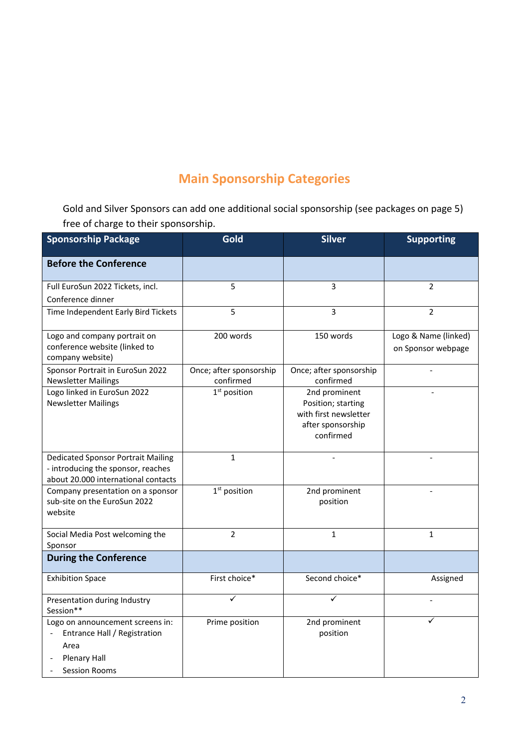## Main Sponsorship Categories

Gold and Silver Sponsors can add one additional social sponsorship (see packages on page 5) free of charge to their sponsorship.

| Sponsorship Package | Gold | Silver | Supporting |
|---|---|---|---|
| **Before the Conference** | | | |
| Full EuroSun 2022 Tickets, incl. Conference dinner | 5 | 3 | 2 |
| Time Independent Early Bird Tickets | 5 | 3 | 2 |
| Logo and company portrait on conference website (linked to company website) | 200 words | 150 words | Logo & Name (linked) on Sponsor webpage |
| Sponsor Portrait in EuroSun 2022 Newsletter Mailings | Once; after sponsorship confirmed | Once; after sponsorship confirmed | - |
| Logo linked in EuroSun 2022 Newsletter Mailings | 1st position | 2nd prominent Position; starting with first newsletter after sponsorship confirmed | - |
| Dedicated Sponsor Portrait Mailing - introducing the sponsor, reaches about 20.000 international contacts | 1 | - | - |
| Company presentation on a sponsor sub-site on the EuroSun 2022 website | 1st position | 2nd prominent position | - |
| Social Media Post welcoming the Sponsor | 2 | 1 | 1 |
| **During the Conference** | | | |
| Exhibition Space | First choice* | Second choice* | Assigned |
| Presentation during Industry Session** | ✓ | ✓ | - |
| Logo on announcement screens in:<br>- Entrance Hall / Registration Area<br>- Plenary Hall<br>- Session Rooms | Prime position | 2nd prominent position | ✓ |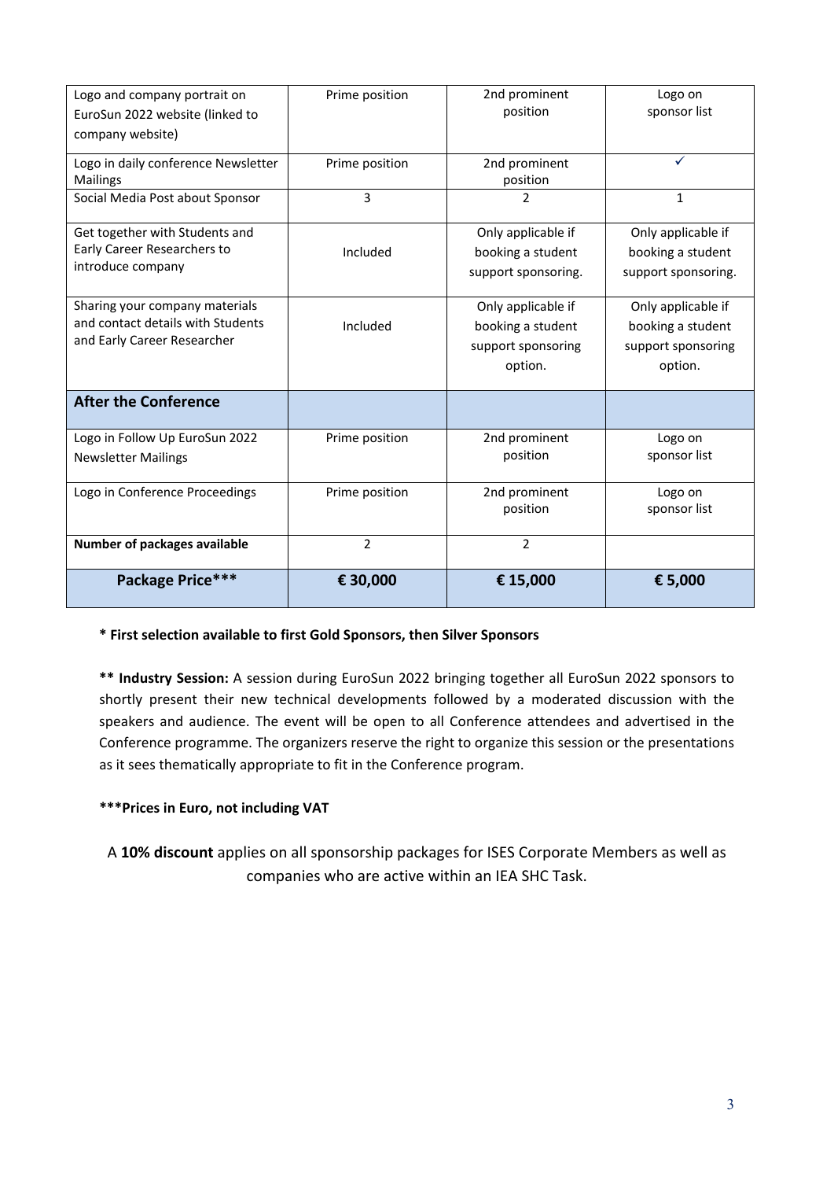| | | | |
|---|---|---|---|
| Logo and company portrait on EuroSun 2022 website (linked to company website) | Prime position | 2nd prominent position | Logo on sponsor list |
| Logo in daily conference Newsletter Mailings | Prime position | 2nd prominent position | ✓ |
| Social Media Post about Sponsor | 3 | 2 | 1 |
| Get together with Students and Early Career Researchers to introduce company | Included | Only applicable if booking a student support sponsoring. | Only applicable if booking a student support sponsoring. |
| Sharing your company materials and contact details with Students and Early Career Researcher | Included | Only applicable if booking a student support sponsoring option. | Only applicable if booking a student support sponsoring option. |
| **After the Conference** | | | |
| Logo in Follow Up EuroSun 2022 Newsletter Mailings | Prime position | 2nd prominent position | Logo on sponsor list |
| Logo in Conference Proceedings | Prime position | 2nd prominent position | Logo on sponsor list |
| **Number of packages available** | 2 | 2 | |
| **Package Price*** ** | **€ 30,000** | **€ 15,000** | **€ 5,000** |

**\* First selection available to first Gold Sponsors, then Silver Sponsors**

**\*\* Industry Session:** A session during EuroSun 2022 bringing together all EuroSun 2022 sponsors to shortly present their new technical developments followed by a moderated discussion with the speakers and audience. The event will be open to all Conference attendees and advertised in the Conference programme. The organizers reserve the right to organize this session or the presentations as it sees thematically appropriate to fit in the Conference program.

**\*\*\*Prices in Euro, not including VAT**

A **10% discount** applies on all sponsorship packages for ISES Corporate Members as well as companies who are active within an IEA SHC Task.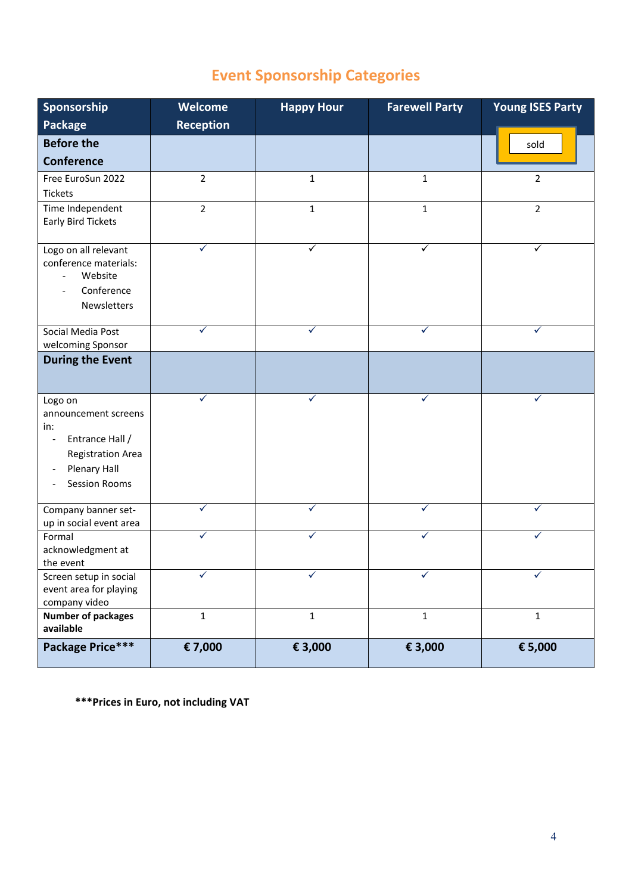## Event Sponsorship Categories

| Sponsorship Package | Welcome Reception | Happy Hour | Farewell Party | Young ISES Party |
|---|---|---|---|---|
| **Before the Conference** | | | | sold |
| Free EuroSun 2022 Tickets | 2 | 1 | 1 | 2 |
| Time Independent Early Bird Tickets | 2 | 1 | 1 | 2 |
| Logo on all relevant conference materials: - Website - Conference Newsletters | ✓ | ✓ | ✓ | ✓ |
| Social Media Post welcoming Sponsor | ✓ | ✓ | ✓ | ✓ |
| **During the Event** | | | | |
| Logo on announcement screens in: - Entrance Hall / Registration Area - Plenary Hall - Session Rooms | ✓ | ✓ | ✓ | ✓ |
| Company banner set-up in social event area | ✓ | ✓ | ✓ | ✓ |
| Formal acknowledgment at the event | ✓ | ✓ | ✓ | ✓ |
| Screen setup in social event area for playing company video | ✓ | ✓ | ✓ | ✓ |
| **Number of packages available** | 1 | 1 | 1 | 1 |
| **Package Price*** ** | **€ 7,000** | **€ 3,000** | **€ 3,000** | **€ 5,000** |

***Prices in Euro, not including VAT**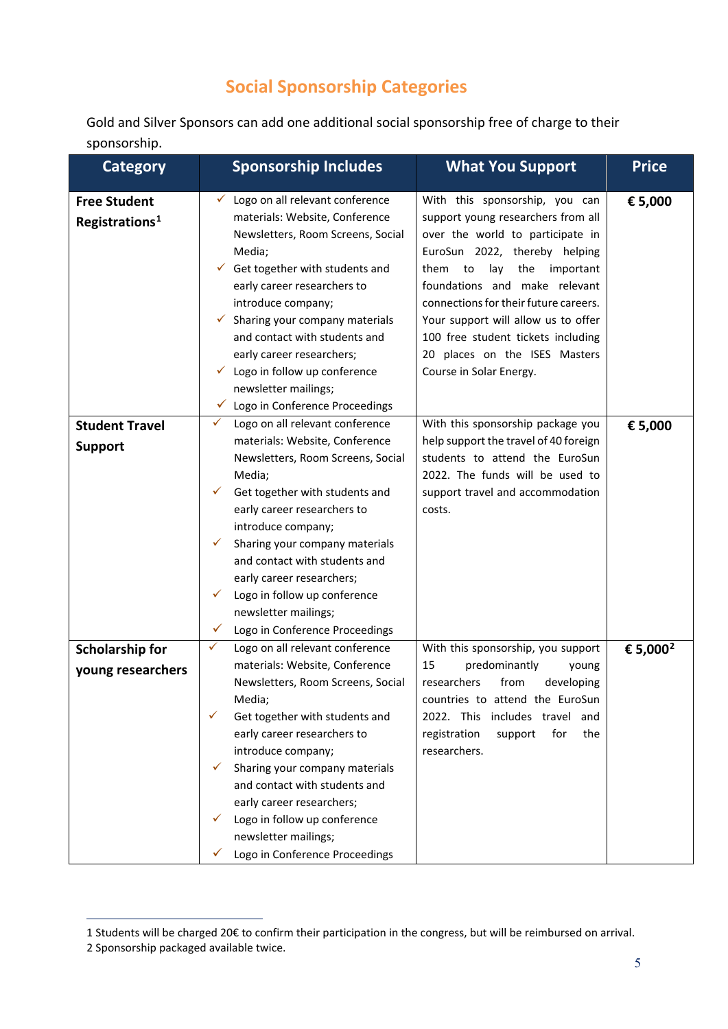## Social Sponsorship Categories

Gold and Silver Sponsors can add one additional social sponsorship free of charge to their sponsorship.

| Category | Sponsorship Includes | What You Support | Price |
|---|---|---|---|
| **Free Student Registrations**[1] | ✓ Logo on all relevant conference materials: Website, Conference Newsletters, Room Screens, Social Media;<br>✓ Get together with students and early career researchers to introduce company;<br>✓ Sharing your company materials and contact with students and early career researchers;<br>✓ Logo in follow up conference newsletter mailings;<br>✓ Logo in Conference Proceedings | With this sponsorship, you can support young researchers from all over the world to participate in EuroSun 2022, thereby helping them to lay the important foundations and make relevant connections for their future careers. Your support will allow us to offer 100 free student tickets including 20 places on the ISES Masters Course in Solar Energy. | **€ 5,000** |
| **Student Travel Support** | ✓ Logo on all relevant conference materials: Website, Conference Newsletters, Room Screens, Social Media;<br>✓ Get together with students and early career researchers to introduce company;<br>✓ Sharing your company materials and contact with students and early career researchers;<br>✓ Logo in follow up conference newsletter mailings;<br>✓ Logo in Conference Proceedings | With this sponsorship package you help support the travel of 40 foreign students to attend the EuroSun 2022. The funds will be used to support travel and accommodation costs. | **€ 5,000** |
| **Scholarship for young researchers** | ✓ Logo on all relevant conference materials: Website, Conference Newsletters, Room Screens, Social Media;<br>✓ Get together with students and early career researchers to introduce company;<br>✓ Sharing your company materials and contact with students and early career researchers;<br>✓ Logo in follow up conference newsletter mailings;<br>✓ Logo in Conference Proceedings | With this sponsorship, you support 15 predominantly young researchers from developing countries to attend the EuroSun 2022. This includes travel and registration support for the researchers. | **€ 5,000**[2] |

1 Students will be charged 20€ to confirm their participation in the congress, but will be reimbursed on arrival.

2 Sponsorship packaged available twice.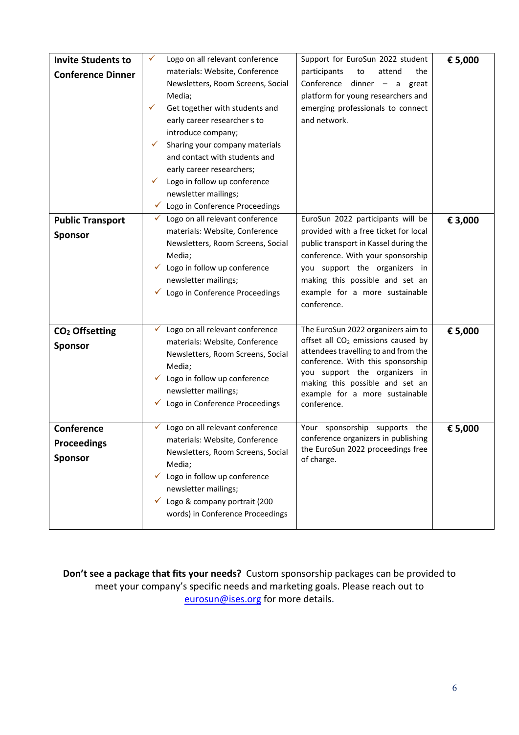| | | | |
|---|---|---|---|
| **Invite Students to Conference Dinner** | ✓ Logo on all relevant conference materials: Website, Conference Newsletters, Room Screens, Social Media;<br>✓ Get together with students and early career researcher s to introduce company;<br>✓ Sharing your company materials and contact with students and early career researchers;<br>✓ Logo in follow up conference newsletter mailings;<br>✓ Logo in Conference Proceedings | Support for EuroSun 2022 student participants to attend the Conference dinner – a great platform for young researchers and emerging professionals to connect and network. | **€ 5,000** |
| **Public Transport Sponsor** | ✓ Logo on all relevant conference materials: Website, Conference Newsletters, Room Screens, Social Media;<br>✓ Logo in follow up conference newsletter mailings;<br>✓ Logo in Conference Proceedings | EuroSun 2022 participants will be provided with a free ticket for local public transport in Kassel during the conference. With your sponsorship you support the organizers in making this possible and set an example for a more sustainable conference. | **€ 3,000** |
| **$CO_2$ Offsetting Sponsor** | ✓ Logo on all relevant conference materials: Website, Conference Newsletters, Room Screens, Social Media;<br>✓ Logo in follow up conference newsletter mailings;<br>✓ Logo in Conference Proceedings | The EuroSun 2022 organizers aim to offset all $CO_2$ emissions caused by attendees travelling to and from the conference. With this sponsorship you support the organizers in making this possible and set an example for a more sustainable conference. | **€ 5,000** |
| **Conference Proceedings Sponsor** | ✓ Logo on all relevant conference materials: Website, Conference Newsletters, Room Screens, Social Media;<br>✓ Logo in follow up conference newsletter mailings;<br>✓ Logo & company portrait (200 words) in Conference Proceedings | Your sponsorship supports the conference organizers in publishing the EuroSun 2022 proceedings free of charge. | **€ 5,000** |

**Don't see a package that fits your needs?** Custom sponsorship packages can be provided to meet your company's specific needs and marketing goals. Please reach out to eurosun@ises.org for more details.